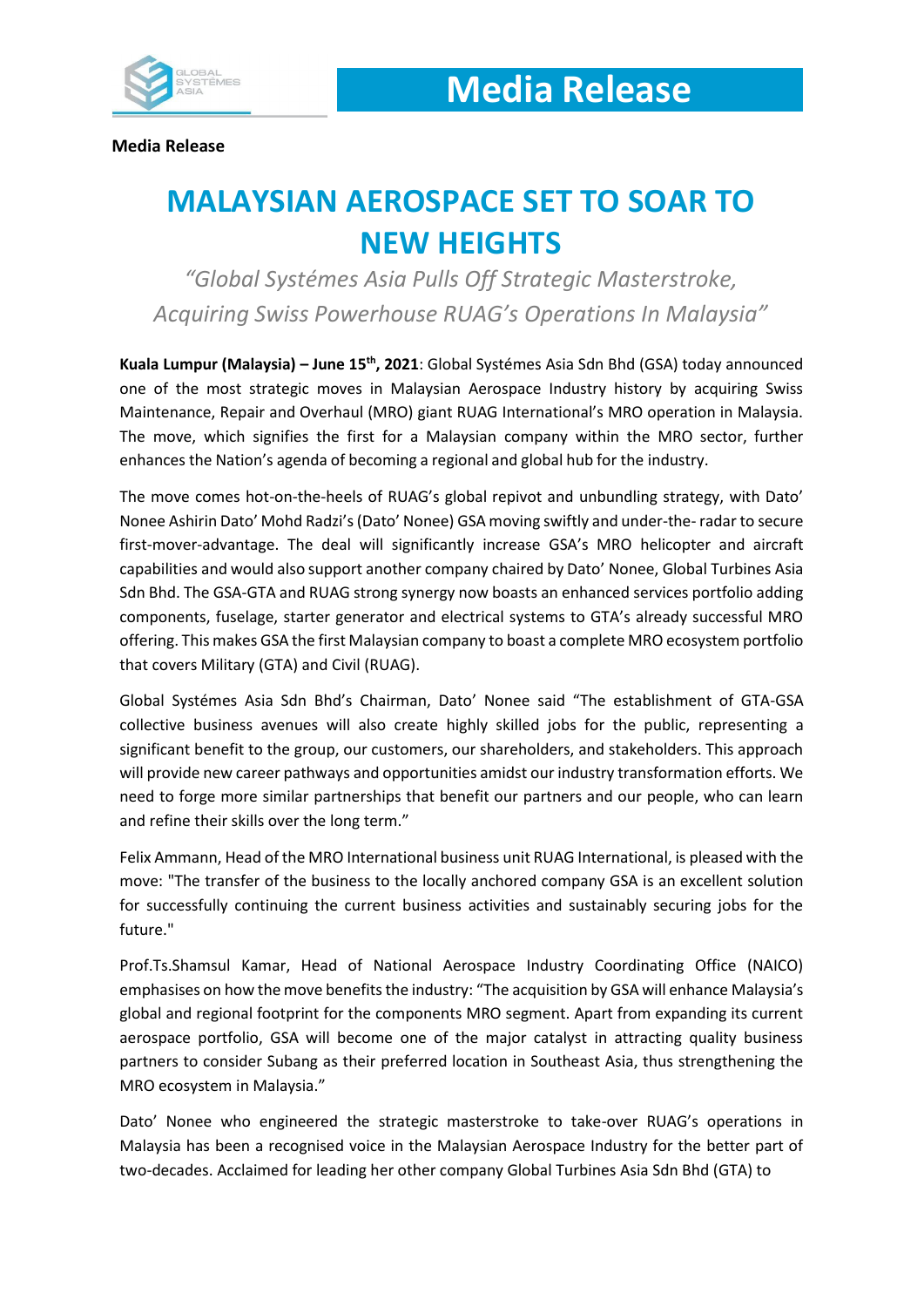# Media Release

**Media Release**

# MALAYSIAN AEROSPACE SET TO SOAR TO NEW HEIGHTS

*"Global Systémes Asia Pulls Off Strategic Masterstroke, Acquiring Swiss Powerhouse RUAG's Operations In Malaysia"*

**Kuala Lumpur (Malaysia) – June 15th, 2021**: Global Systémes Asia Sdn Bhd (GSA) today announced one of the most strategic moves in Malaysian Aerospace Industry history by acquiring Swiss Maintenance, Repair and Overhaul (MRO) giant RUAG International's MRO operation in Malaysia. The move, which signifies the first for a Malaysian company within the MRO sector, further enhances the Nation's agenda of becoming a regional and global hub for the industry.

The move comes hot-on-the-heels of RUAG's global repivot and unbundling strategy, with Dato' Nonee Ashirin Dato' Mohd Radzi's (Dato' Nonee) GSA moving swiftly and under-the- radar to secure first-mover-advantage. The deal will significantly increase GSA's MRO helicopter and aircraft capabilities and would also support another company chaired by Dato' Nonee, Global Turbines Asia Sdn Bhd. The GSA-GTA and RUAG strong synergy now boasts an enhanced services portfolio adding components, fuselage, starter generator and electrical systems to GTA's already successful MRO offering. This makes GSA the first Malaysian company to boast a complete MRO ecosystem portfolio that covers Military (GTA) and Civil (RUAG).

Global Systémes Asia Sdn Bhd's Chairman, Dato' Nonee said "The establishment of GTA-GSA collective business avenues will also create highly skilled jobs for the public, representing a significant benefit to the group, our customers, our shareholders, and stakeholders. This approach will provide new career pathways and opportunities amidst our industry transformation efforts. We need to forge more similar partnerships that benefit our partners and our people, who can learn and refine their skills over the long term."

Felix Ammann, Head of the MRO International business unit RUAG International, is pleased with the move: "The transfer of the business to the locally anchored company GSA is an excellent solution for successfully continuing the current business activities and sustainably securing jobs for the future."

Prof.Ts.Shamsul Kamar, Head of National Aerospace Industry Coordinating Office (NAICO) emphasises on how the move benefits the industry: "The acquisition by GSA will enhance Malaysia's global and regional footprint for the components MRO segment. Apart from expanding its current aerospace portfolio, GSA will become one of the major catalyst in attracting quality business partners to consider Subang as their preferred location in Southeast Asia, thus strengthening the MRO ecosystem in Malaysia."

Dato' Nonee who engineered the strategic masterstroke to take-over RUAG's operations in Malaysia has been a recognised voice in the Malaysian Aerospace Industry for the better part of two-decades. Acclaimed for leading her other company Global Turbines Asia Sdn Bhd (GTA) to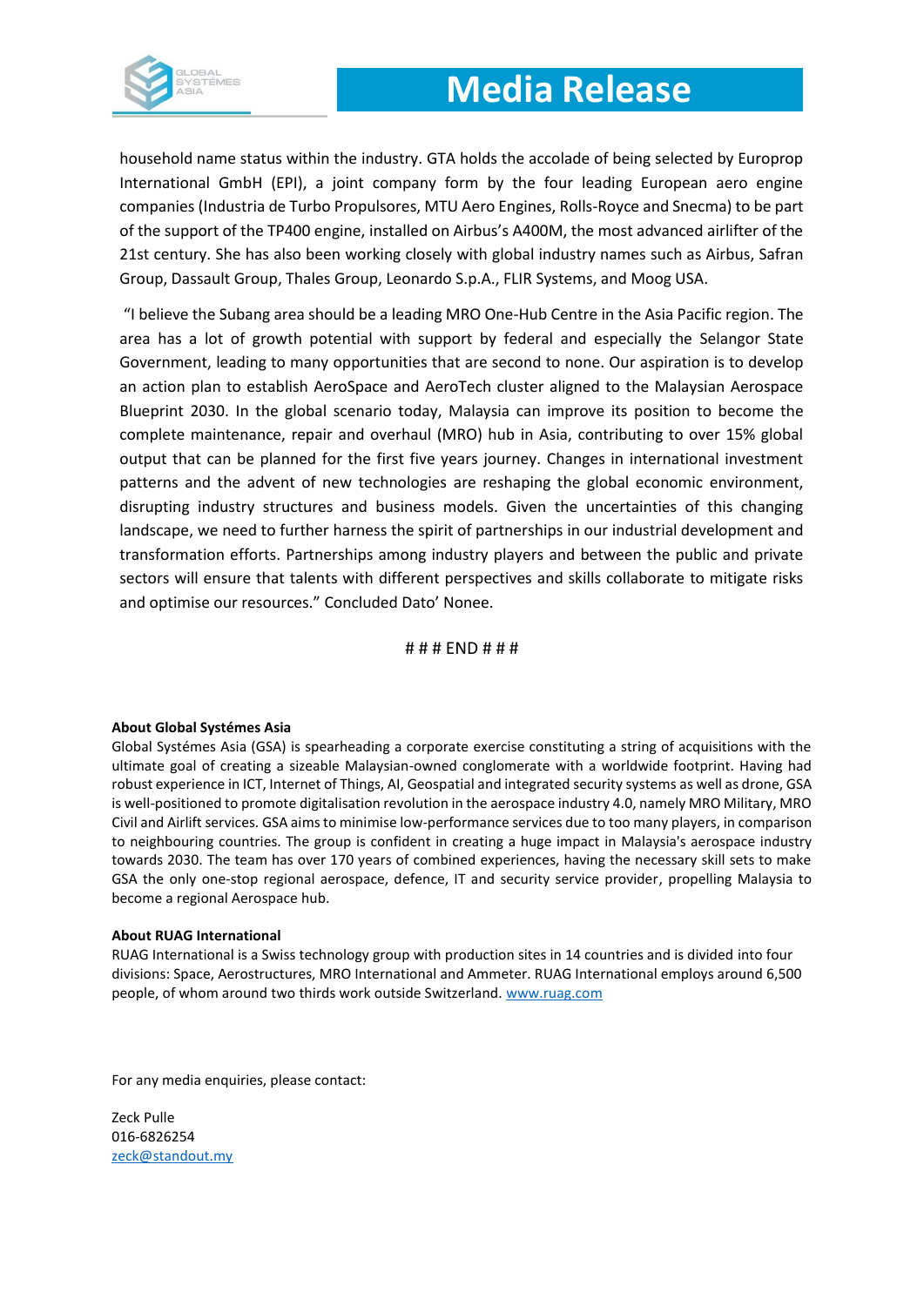household name status within the industry. GTA holds the accolade of being selected by Europrop International GmbH (EPI), a joint company form by the four leading European aero engine companies (Industria de Turbo Propulsores, MTU Aero Engines, Rolls-Royce and Snecma) to be part of the support of the TP400 engine, installed on Airbus's A400M, the most advanced airlifter of the 21st century. She has also been working closely with global industry names such as Airbus, Safran Group, Dassault Group, Thales Group, Leonardo S.p.A., FLIR Systems, and Moog USA.

"I believe the Subang area should be a leading MRO One-Hub Centre in the Asia Pacific region. The area has a lot of growth potential with support by federal and especially the Selangor State Government, leading to many opportunities that are second to none. Our aspiration is to develop an action plan to establish AeroSpace and AeroTech cluster aligned to the Malaysian Aerospace Blueprint 2030. In the global scenario today, Malaysia can improve its position to become the complete maintenance, repair and overhaul (MRO) hub in Asia, contributing to over 15% global output that can be planned for the first five years journey. Changes in international investment patterns and the advent of new technologies are reshaping the global economic environment, disrupting industry structures and business models. Given the uncertainties of this changing landscape, we need to further harness the spirit of partnerships in our industrial development and transformation efforts. Partnerships among industry players and between the public and private sectors will ensure that talents with different perspectives and skills collaborate to mitigate risks and optimise our resources." Concluded Dato' Nonee.

# # # END # # #

**About Global Systémes Asia**

Global Systémes Asia (GSA) is spearheading a corporate exercise constituting a string of acquisitions with the ultimate goal of creating a sizeable Malaysian-owned conglomerate with a worldwide footprint. Having had robust experience in ICT, Internet of Things, AI, Geospatial and integrated security systems as well as drone, GSA is well-positioned to promote digitalisation revolution in the aerospace industry 4.0, namely MRO Military, MRO Civil and Airlift services. GSA aims to minimise low-performance services due to too many players, in comparison to neighbouring countries. The group is confident in creating a huge impact in Malaysia's aerospace industry towards 2030. The team has over 170 years of combined experiences, having the necessary skill sets to make GSA the only one-stop regional aerospace, defence, IT and security service provider, propelling Malaysia to become a regional Aerospace hub.

**About RUAG International**

RUAG International is a Swiss technology group with production sites in 14 countries and is divided into four divisions: Space, Aerostructures, MRO International and Ammeter. RUAG International employs around 6,500 people, of whom around two thirds work outside Switzerland. [www.ruag.com](http://www.ruag.com)

For any media enquiries, please contact:

Zeck Pulle
016-6826254
[zeck@standout.my](mailto:zeck@standout.my)